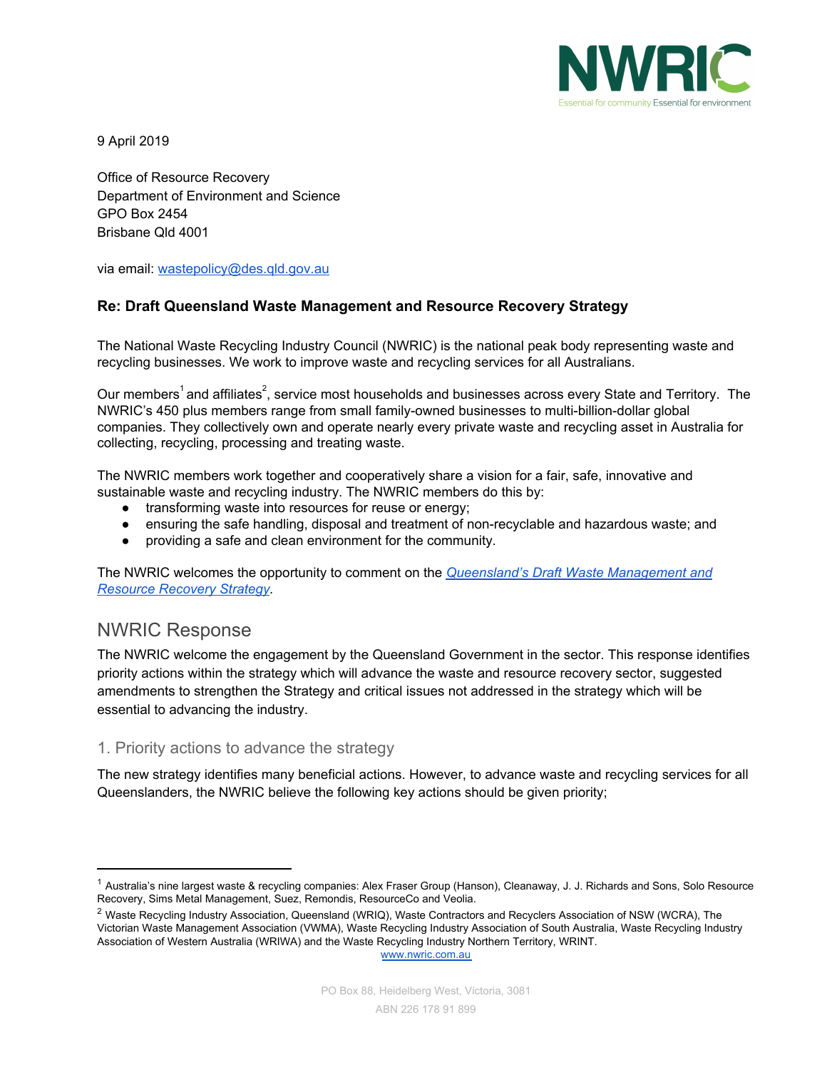NWRIC

Essential for community Essential for environment

9 April 2019

Office of Resource Recovery
Department of Environment and Science
GPO Box 2454
Brisbane Qld 4001

via email: wastepolicy@des.qld.gov.au

**Re: Draft Queensland Waste Management and Resource Recovery Strategy**

The National Waste Recycling Industry Council (NWRIC) is the national peak body representing waste and recycling businesses. We work to improve waste and recycling services for all Australians.

Our members[1] and affiliates[2], service most households and businesses across every State and Territory. The NWRIC's 450 plus members range from small family-owned businesses to multi-billion-dollar global companies. They collectively own and operate nearly every private waste and recycling asset in Australia for collecting, recycling, processing and treating waste.

The NWRIC members work together and cooperatively share a vision for a fair, safe, innovative and sustainable waste and recycling industry. The NWRIC members do this by:

- transforming waste into resources for reuse or energy;
- ensuring the safe handling, disposal and treatment of non-recyclable and hazardous waste; and
- providing a safe and clean environment for the community.

The NWRIC welcomes the opportunity to comment on the *Queensland's Draft Waste Management and Resource Recovery Strategy*.

## NWRIC Response

The NWRIC welcome the engagement by the Queensland Government in the sector. This response identifies priority actions within the strategy which will advance the waste and resource recovery sector, suggested amendments to strengthen the Strategy and critical issues not addressed in the strategy which will be essential to advancing the industry.

### 1. Priority actions to advance the strategy

The new strategy identifies many beneficial actions. However, to advance waste and recycling services for all Queenslanders, the NWRIC believe the following key actions should be given priority;

---

[1] Australia's nine largest waste & recycling companies: Alex Fraser Group (Hanson), Cleanaway, J. J. Richards and Sons, Solo Resource Recovery, Sims Metal Management, Suez, Remondis, ResourceCo and Veolia.

[2] Waste Recycling Industry Association, Queensland (WRIQ), Waste Contractors and Recyclers Association of NSW (WCRA), The Victorian Waste Management Association (VWMA), Waste Recycling Industry Association of South Australia, Waste Recycling Industry Association of Western Australia (WRIWA) and the Waste Recycling Industry Northern Territory, WRINT.

www.nwric.com.au

PO Box 88, Heidelberg West, Victoria, 3081

ABN 226 178 91 899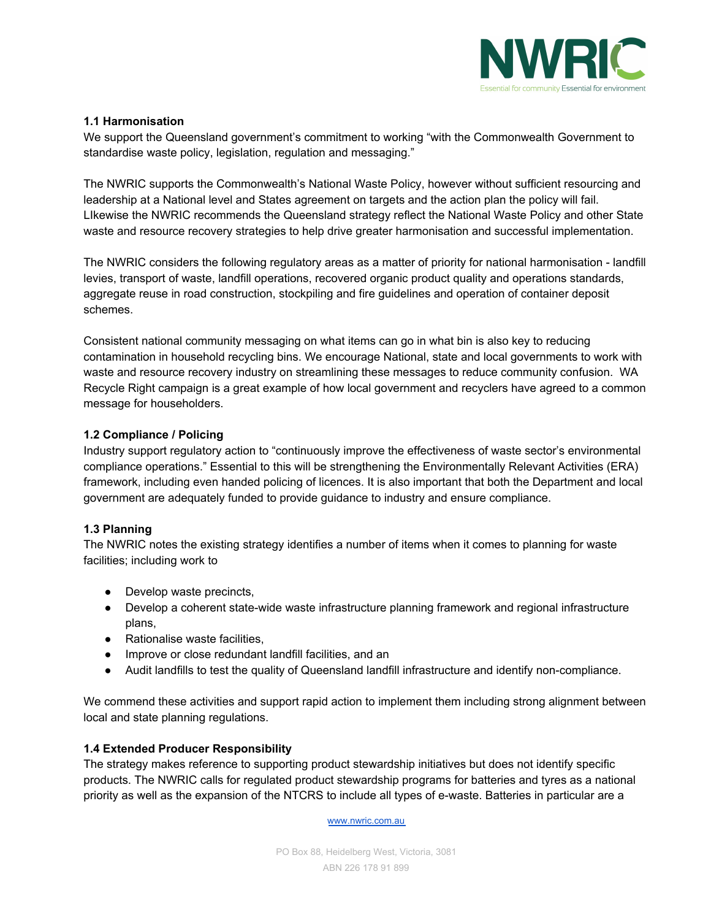### 1.1 Harmonisation

We support the Queensland government's commitment to working "with the Commonwealth Government to standardise waste policy, legislation, regulation and messaging."

The NWRIC supports the Commonwealth's National Waste Policy, however without sufficient resourcing and leadership at a National level and States agreement on targets and the action plan the policy will fail. LIkewise the NWRIC recommends the Queensland strategy reflect the National Waste Policy and other State waste and resource recovery strategies to help drive greater harmonisation and successful implementation.

The NWRIC considers the following regulatory areas as a matter of priority for national harmonisation - landfill levies, transport of waste, landfill operations, recovered organic product quality and operations standards, aggregate reuse in road construction, stockpiling and fire guidelines and operation of container deposit schemes.

Consistent national community messaging on what items can go in what bin is also key to reducing contamination in household recycling bins. We encourage National, state and local governments to work with waste and resource recovery industry on streamlining these messages to reduce community confusion. WA Recycle Right campaign is a great example of how local government and recyclers have agreed to a common message for householders.

### 1.2 Compliance / Policing

Industry support regulatory action to "continuously improve the effectiveness of waste sector's environmental compliance operations." Essential to this will be strengthening the Environmentally Relevant Activities (ERA) framework, including even handed policing of licences. It is also important that both the Department and local government are adequately funded to provide guidance to industry and ensure compliance.

### 1.3 Planning

The NWRIC notes the existing strategy identifies a number of items when it comes to planning for waste facilities; including work to

- Develop waste precincts,
- Develop a coherent state-wide waste infrastructure planning framework and regional infrastructure plans,
- Rationalise waste facilities,
- Improve or close redundant landfill facilities, and an
- Audit landfills to test the quality of Queensland landfill infrastructure and identify non-compliance.

We commend these activities and support rapid action to implement them including strong alignment between local and state planning regulations.

### 1.4 Extended Producer Responsibility

The strategy makes reference to supporting product stewardship initiatives but does not identify specific products. The NWRIC calls for regulated product stewardship programs for batteries and tyres as a national priority as well as the expansion of the NTCRS to include all types of e-waste. Batteries in particular are a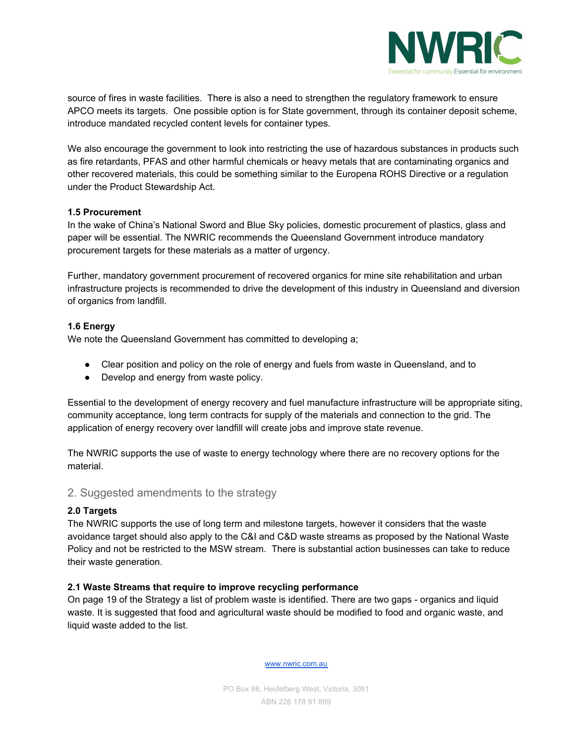source of fires in waste facilities. There is also a need to strengthen the regulatory framework to ensure APCO meets its targets. One possible option is for State government, through its container deposit scheme, introduce mandated recycled content levels for container types.

We also encourage the government to look into restricting the use of hazardous substances in products such as fire retardants, PFAS and other harmful chemicals or heavy metals that are contaminating organics and other recovered materials, this could be something similar to the Europena ROHS Directive or a regulation under the Product Stewardship Act.

**1.5 Procurement**

In the wake of China's National Sword and Blue Sky policies, domestic procurement of plastics, glass and paper will be essential. The NWRIC recommends the Queensland Government introduce mandatory procurement targets for these materials as a matter of urgency.

Further, mandatory government procurement of recovered organics for mine site rehabilitation and urban infrastructure projects is recommended to drive the development of this industry in Queensland and diversion of organics from landfill.

**1.6 Energy**

We note the Queensland Government has committed to developing a;

- Clear position and policy on the role of energy and fuels from waste in Queensland, and to
- Develop and energy from waste policy.

Essential to the development of energy recovery and fuel manufacture infrastructure will be appropriate siting, community acceptance, long term contracts for supply of the materials and connection to the grid. The application of energy recovery over landfill will create jobs and improve state revenue.

The NWRIC supports the use of waste to energy technology where there are no recovery options for the material.

## 2. Suggested amendments to the strategy

**2.0 Targets**

The NWRIC supports the use of long term and milestone targets, however it considers that the waste avoidance target should also apply to the C&I and C&D waste streams as proposed by the National Waste Policy and not be restricted to the MSW stream. There is substantial action businesses can take to reduce their waste generation.

**2.1 Waste Streams that require to improve recycling performance**

On page 19 of the Strategy a list of problem waste is identified. There are two gaps - organics and liquid waste. It is suggested that food and agricultural waste should be modified to food and organic waste, and liquid waste added to the list.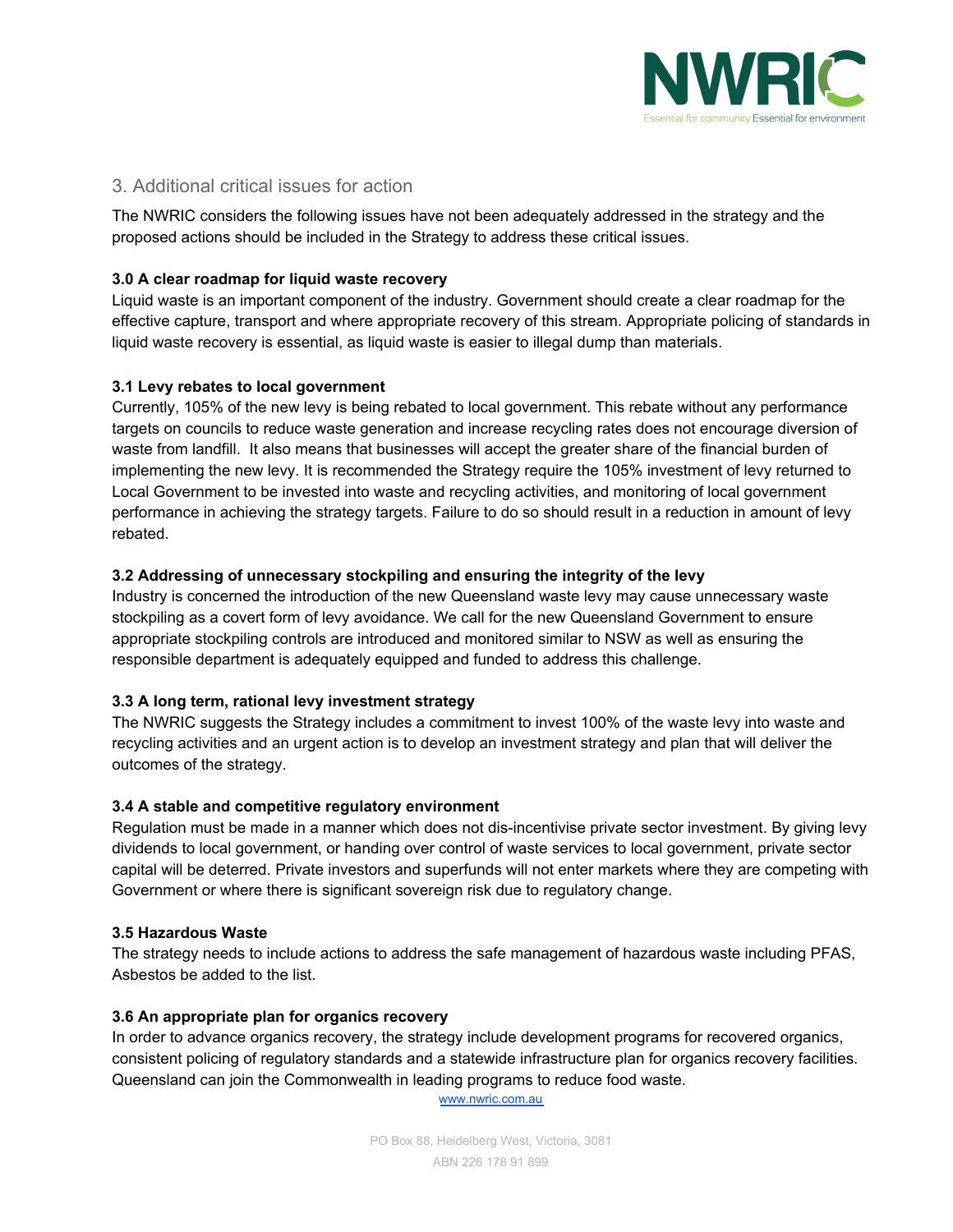## 3. Additional critical issues for action

The NWRIC considers the following issues have not been adequately addressed in the strategy and the proposed actions should be included in the Strategy to address these critical issues.

**3.0 A clear roadmap for liquid waste recovery**

Liquid waste is an important component of the industry. Government should create a clear roadmap for the effective capture, transport and where appropriate recovery of this stream. Appropriate policing of standards in liquid waste recovery is essential, as liquid waste is easier to illegal dump than materials.

**3.1 Levy rebates to local government**

Currently, 105% of the new levy is being rebated to local government. This rebate without any performance targets on councils to reduce waste generation and increase recycling rates does not encourage diversion of waste from landfill. It also means that businesses will accept the greater share of the financial burden of implementing the new levy. It is recommended the Strategy require the 105% investment of levy returned to Local Government to be invested into waste and recycling activities, and monitoring of local government performance in achieving the strategy targets. Failure to do so should result in a reduction in amount of levy rebated.

**3.2 Addressing of unnecessary stockpiling and ensuring the integrity of the levy**

Industry is concerned the introduction of the new Queensland waste levy may cause unnecessary waste stockpiling as a covert form of levy avoidance. We call for the new Queensland Government to ensure appropriate stockpiling controls are introduced and monitored similar to NSW as well as ensuring the responsible department is adequately equipped and funded to address this challenge.

**3.3 A long term, rational levy investment strategy**

The NWRIC suggests the Strategy includes a commitment to invest 100% of the waste levy into waste and recycling activities and an urgent action is to develop an investment strategy and plan that will deliver the outcomes of the strategy.

**3.4 A stable and competitive regulatory environment**

Regulation must be made in a manner which does not dis-incentivise private sector investment. By giving levy dividends to local government, or handing over control of waste services to local government, private sector capital will be deterred. Private investors and superfunds will not enter markets where they are competing with Government or where there is significant sovereign risk due to regulatory change.

**3.5 Hazardous Waste**

The strategy needs to include actions to address the safe management of hazardous waste including PFAS, Asbestos be added to the list.

**3.6 An appropriate plan for organics recovery**

In order to advance organics recovery, the strategy include development programs for recovered organics, consistent policing of regulatory standards and a statewide infrastructure plan for organics recovery facilities. Queensland can join the Commonwealth in leading programs to reduce food waste.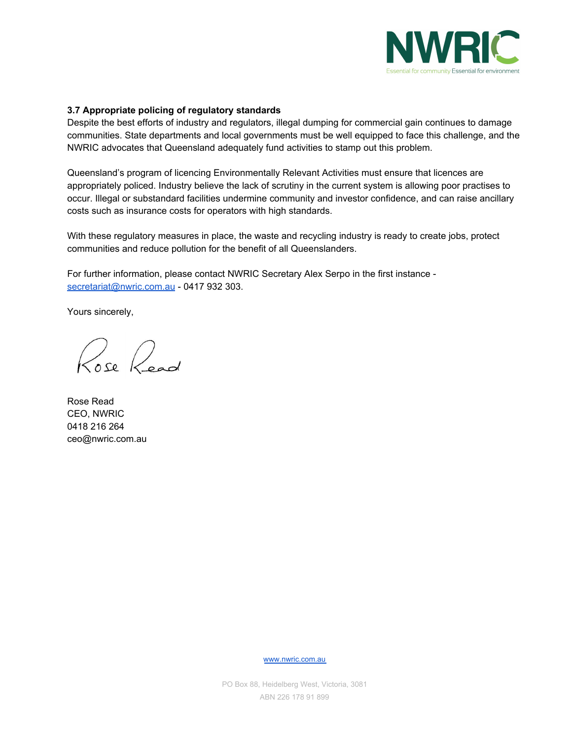### 3.7 Appropriate policing of regulatory standards

Despite the best efforts of industry and regulators, illegal dumping for commercial gain continues to damage communities. State departments and local governments must be well equipped to face this challenge, and the NWRIC advocates that Queensland adequately fund activities to stamp out this problem.

Queensland's program of licencing Environmentally Relevant Activities must ensure that licences are appropriately policed. Industry believe the lack of scrutiny in the current system is allowing poor practises to occur. Illegal or substandard facilities undermine community and investor confidence, and can raise ancillary costs such as insurance costs for operators with high standards.

With these regulatory measures in place, the waste and recycling industry is ready to create jobs, protect communities and reduce pollution for the benefit of all Queenslanders.

For further information, please contact NWRIC Secretary Alex Serpo in the first instance - secretariat@nwric.com.au - 0417 932 303.

Yours sincerely,

Rose Read

Rose Read
CEO, NWRIC
0418 216 264
ceo@nwric.com.au

www.nwric.com.au

PO Box 88, Heidelberg West, Victoria, 3081
ABN 226 178 91 899